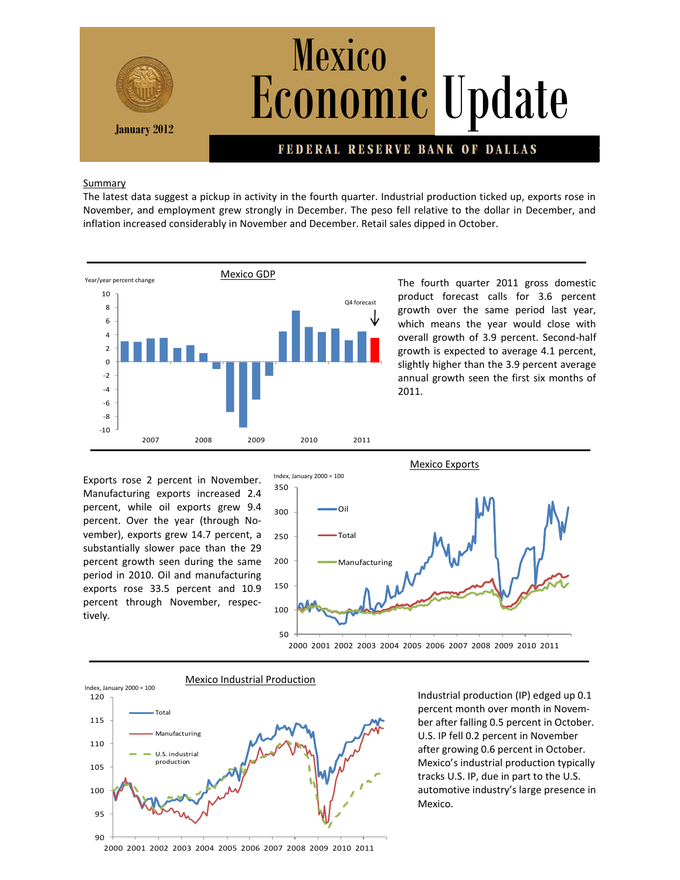# Mexico Economic Update

January 2012

**FEDERAL RESERVE BANK OF DALLAS**

## Summary

The latest data suggest a pickup in activity in the fourth quarter. Industrial production ticked up, exports rose in November, and employment grew strongly in December. The peso fell relative to the dollar in December, and inflation increased considerably in November and December. Retail sales dipped in October.

### Mexico GDP

The fourth quarter 2011 gross domestic product forecast calls for 3.6 percent growth over the same period last year, which means the year would close with overall growth of 3.9 percent. Second-half growth is expected to average 4.1 percent, slightly higher than the 3.9 percent average annual growth seen the first six months of 2011.

### Mexico Exports

Exports rose 2 percent in November. Manufacturing exports increased 2.4 percent, while oil exports grew 9.4 percent. Over the year (through November), exports grew 14.7 percent, a substantially slower pace than the 29 percent growth seen during the same period in 2010. Oil and manufacturing exports rose 33.5 percent and 10.9 percent through November, respectively.

### Mexico Industrial Production

Industrial production (IP) edged up 0.1 percent month over month in November after falling 0.5 percent in October. U.S. IP fell 0.2 percent in November after growing 0.6 percent in October. Mexico's industrial production typically tracks U.S. IP, due in part to the U.S. automotive industry's large presence in Mexico.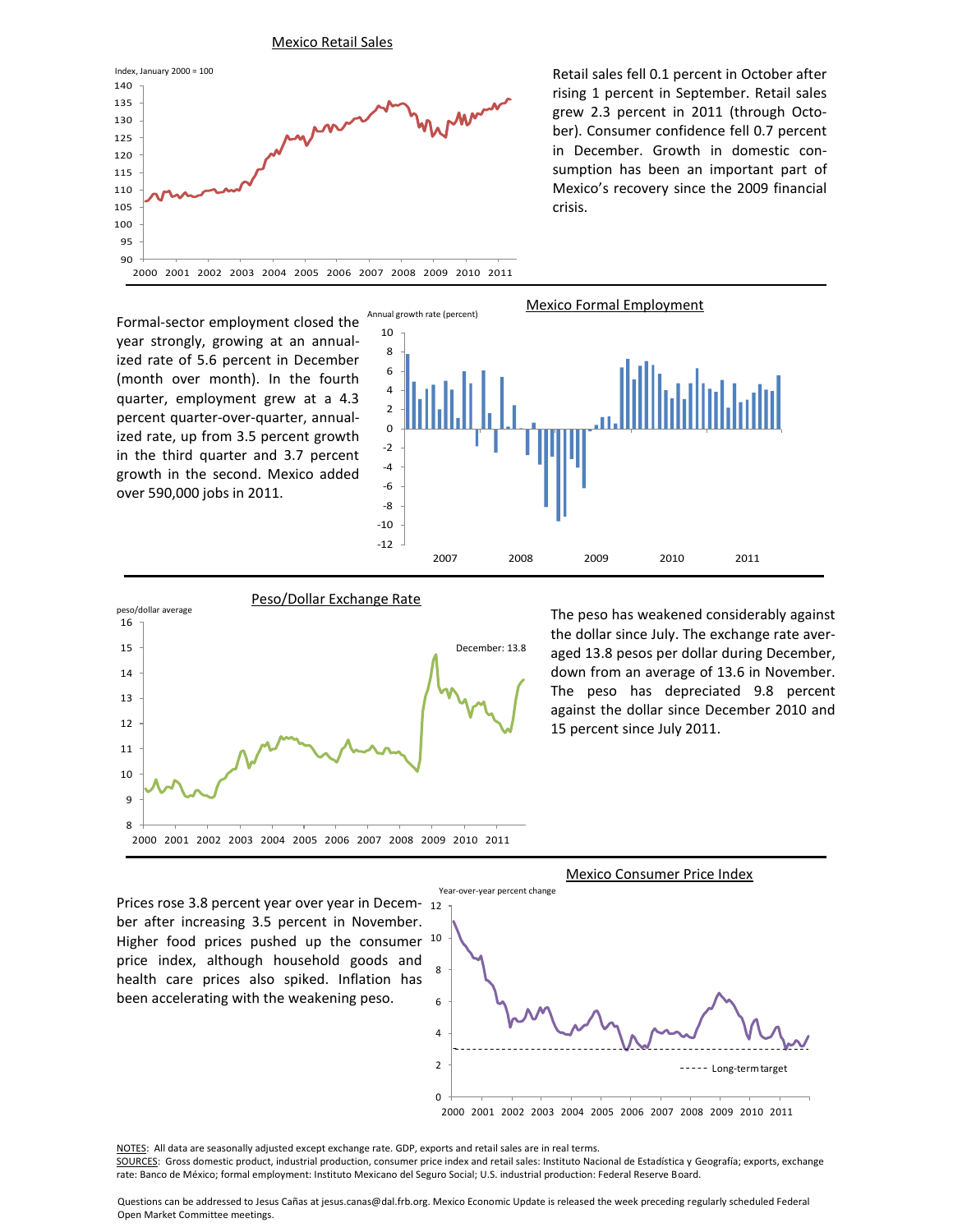## Mexico Retail Sales

Index, January 2000 = 100

140
135
130
125
120
115
110
105
100
95
90

2000 2001 2002 2003 2004 2005 2006 2007 2008 2009 2010 2011

Retail sales fell 0.1 percent in October after rising 1 percent in September. Retail sales grew 2.3 percent in 2011 (through October). Consumer confidence fell 0.7 percent in December. Growth in domestic consumption has been an important part of Mexico's recovery since the 2009 financial crisis.

## Mexico Formal Employment

Annual growth rate (percent)

10
8
6
4
2
0
-2
-4
-6
-8
-10
-12

2007 2008 2009 2010 2011

Formal-sector employment closed the year strongly, growing at an annualized rate of 5.6 percent in December (month over month). In the fourth quarter, employment grew at a 4.3 percent quarter-over-quarter, annualized rate, up from 3.5 percent growth in the third quarter and 3.7 percent growth in the second. Mexico added over 590,000 jobs in 2011.

## Peso/Dollar Exchange Rate

peso/dollar average

16
15
14
13
12
11
10
9
8

December: 13.8

2000 2001 2002 2003 2004 2005 2006 2007 2008 2009 2010 2011

The peso has weakened considerably against the dollar since July. The exchange rate averaged 13.8 pesos per dollar during December, down from an average of 13.6 in November. The peso has depreciated 9.8 percent against the dollar since December 2010 and 15 percent since July 2011.

## Mexico Consumer Price Index

Year-over-year percent change

12
10
8
6
4
2
0

----- Long-term target

2000 2001 2002 2003 2004 2005 2006 2007 2008 2009 2010 2011

Prices rose 3.8 percent year over year in December after increasing 3.5 percent in November. Higher food prices pushed up the consumer price index, although household goods and health care prices also spiked. Inflation has been accelerating with the weakening peso.

NOTES: All data are seasonally adjusted except exchange rate. GDP, exports and retail sales are in real terms.
SOURCES: Gross domestic product, industrial production, consumer price index and retail sales: Instituto Nacional de Estadística y Geografía; exports, exchange rate: Banco de México; formal employment: Instituto Mexicano del Seguro Social; U.S. industrial production: Federal Reserve Board.

Questions can be addressed to Jesus Cañas at jesus.canas@dal.frb.org. Mexico Economic Update is released the week preceding regularly scheduled Federal Open Market Committee meetings.